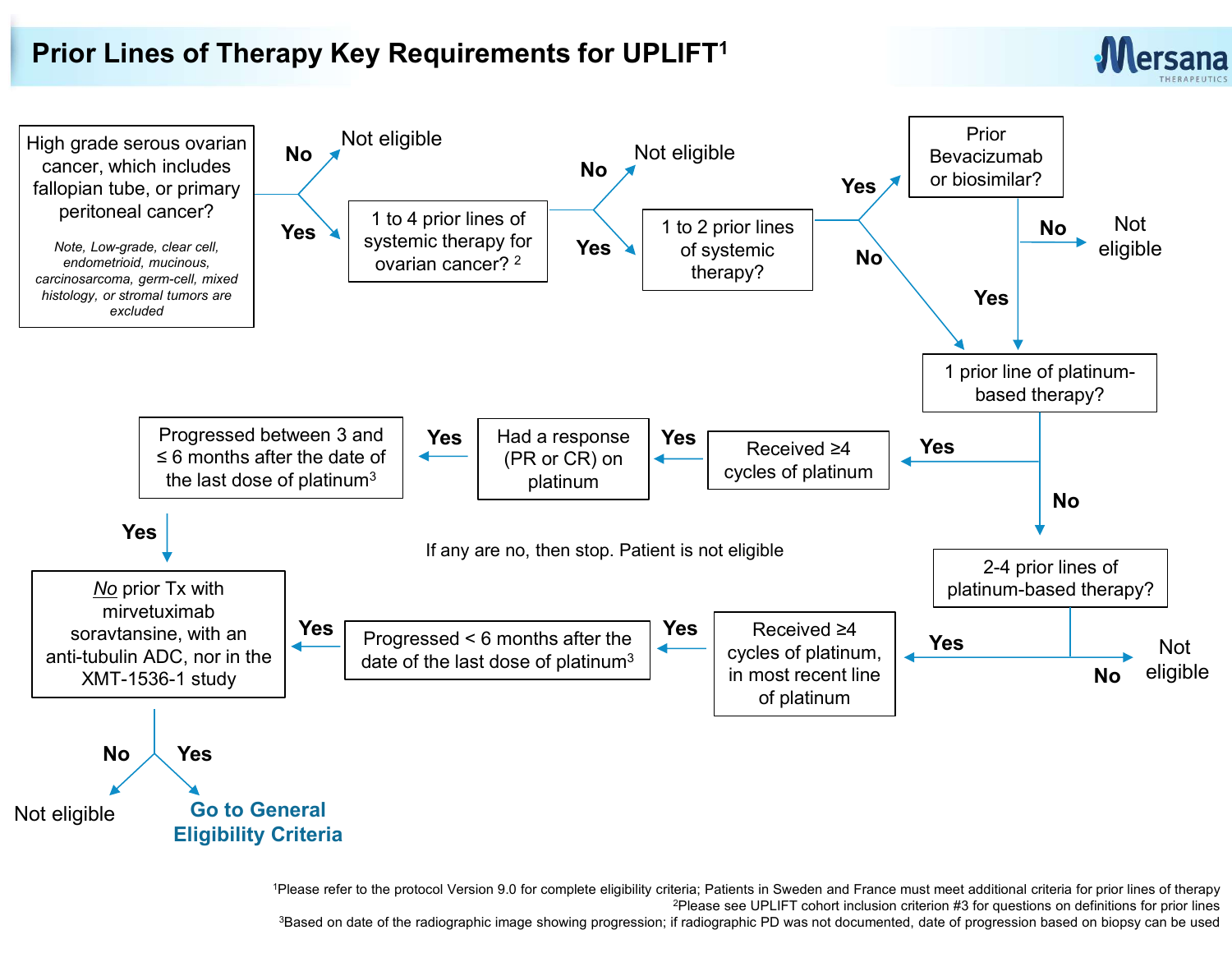# Prior Lines of Therapy Key Requirements for UPLIFT[1]

**High grade serous ovarian cancer, which includes fallopian tube, or primary peritoneal cancer?**

*Note, Low-grade, clear cell, endometrioid, mucinous, carcinosarcoma, germ-cell, mixed histology, or stromal tumors are excluded*

- **No** → Not eligible
- **Yes** → 1 to 4 prior lines of systemic therapy for ovarian cancer? [2]
  - **No** → Not eligible
  - **Yes** → 1 to 2 prior lines of systemic therapy?
    - **Yes** → Prior Bevacizumab or biosimilar?
      - **No** → Not eligible
      - **Yes** → 1 prior line of platinum-based therapy?
    - **No** → 1 prior line of platinum-based therapy?

**1 prior line of platinum-based therapy?**

- **Yes** → Received ≥4 cycles of platinum → **Yes** → Had a response (PR or CR) on platinum → **Yes** → Progressed between 3 and ≤ 6 months after the date of the last dose of platinum[3] → **Yes** → *No* prior Tx with mirvetuximab soravtansine, with an anti-tubulin ADC, nor in the XMT-1536-1 study
- **No** → 2-4 prior lines of platinum-based therapy?
  - **No** → Not eligible
  - **Yes** → Received ≥4 cycles of platinum, in most recent line of platinum → **Yes** → Progressed < 6 months after the date of the last dose of platinum[3] → **Yes** → *No* prior Tx with mirvetuximab soravtansine, with an anti-tubulin ADC, nor in the XMT-1536-1 study

If any are no, then stop. Patient is not eligible

***No* prior Tx with mirvetuximab soravtansine, with an anti-tubulin ADC, nor in the XMT-1536-1 study**

- **No** → Not eligible
- **Yes** → **Go to General Eligibility Criteria**

[1]Please refer to the protocol Version 9.0 for complete eligibility criteria; Patients in Sweden and France must meet additional criteria for prior lines of therapy

[2]Please see UPLIFT cohort inclusion criterion #3 for questions on definitions for prior lines

[3]Based on date of the radiographic image showing progression; if radiographic PD was not documented, date of progression based on biopsy can be used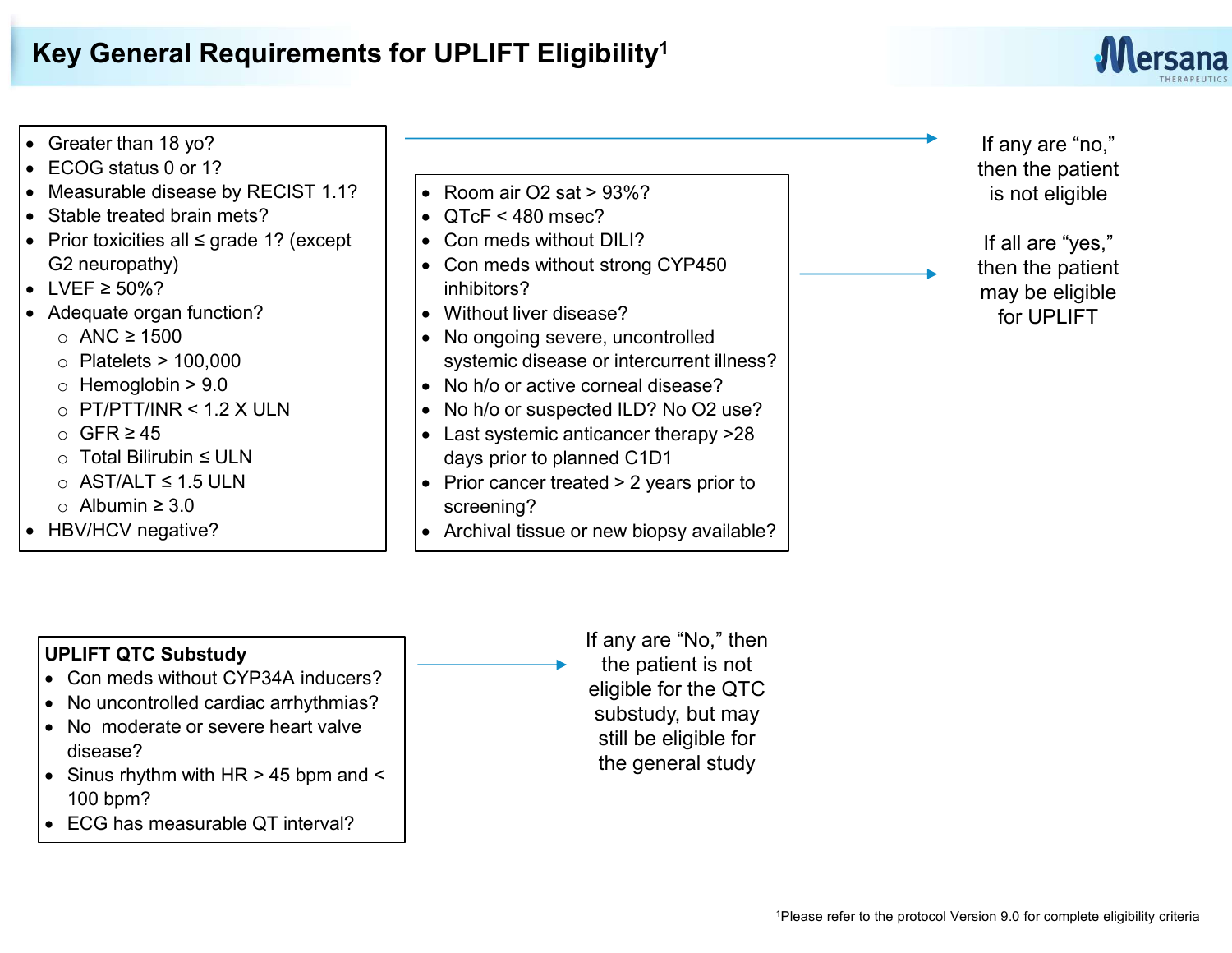# Key General Requirements for UPLIFT Eligibility[1]

- Greater than 18 yo?
- ECOG status 0 or 1?
- Measurable disease by RECIST 1.1?
- Stable treated brain mets?
- Prior toxicities all ≤ grade 1? (except G2 neuropathy)
- LVEF ≥ 50%?
- Adequate organ function?
  - ANC ≥ 1500
  - Platelets > 100,000
  - Hemoglobin > 9.0
  - PT/PTT/INR < 1.2 X ULN
  - GFR ≥ 45
  - Total Bilirubin ≤ ULN
  - AST/ALT ≤ 1.5 ULN
  - Albumin ≥ 3.0
- HBV/HCV negative?

- Room air O2 sat > 93%?
- QTcF < 480 msec?
- Con meds without DILI?
- Con meds without strong CYP450 inhibitors?
- Without liver disease?
- No ongoing severe, uncontrolled systemic disease or intercurrent illness?
- No h/o or active corneal disease?
- No h/o or suspected ILD? No O2 use?
- Last systemic anticancer therapy >28 days prior to planned C1D1
- Prior cancer treated > 2 years prior to screening?
- Archival tissue or new biopsy available?

If any are "no," then the patient is not eligible

If all are "yes," then the patient may be eligible for UPLIFT

**UPLIFT QTC Substudy**

- Con meds without CYP34A inducers?
- No uncontrolled cardiac arrhythmias?
- No moderate or severe heart valve disease?
- Sinus rhythm with HR > 45 bpm and < 100 bpm?
- ECG has measurable QT interval?

If any are "No," then the patient is not eligible for the QTC substudy, but may still be eligible for the general study

[1]Please refer to the protocol Version 9.0 for complete eligibility criteria